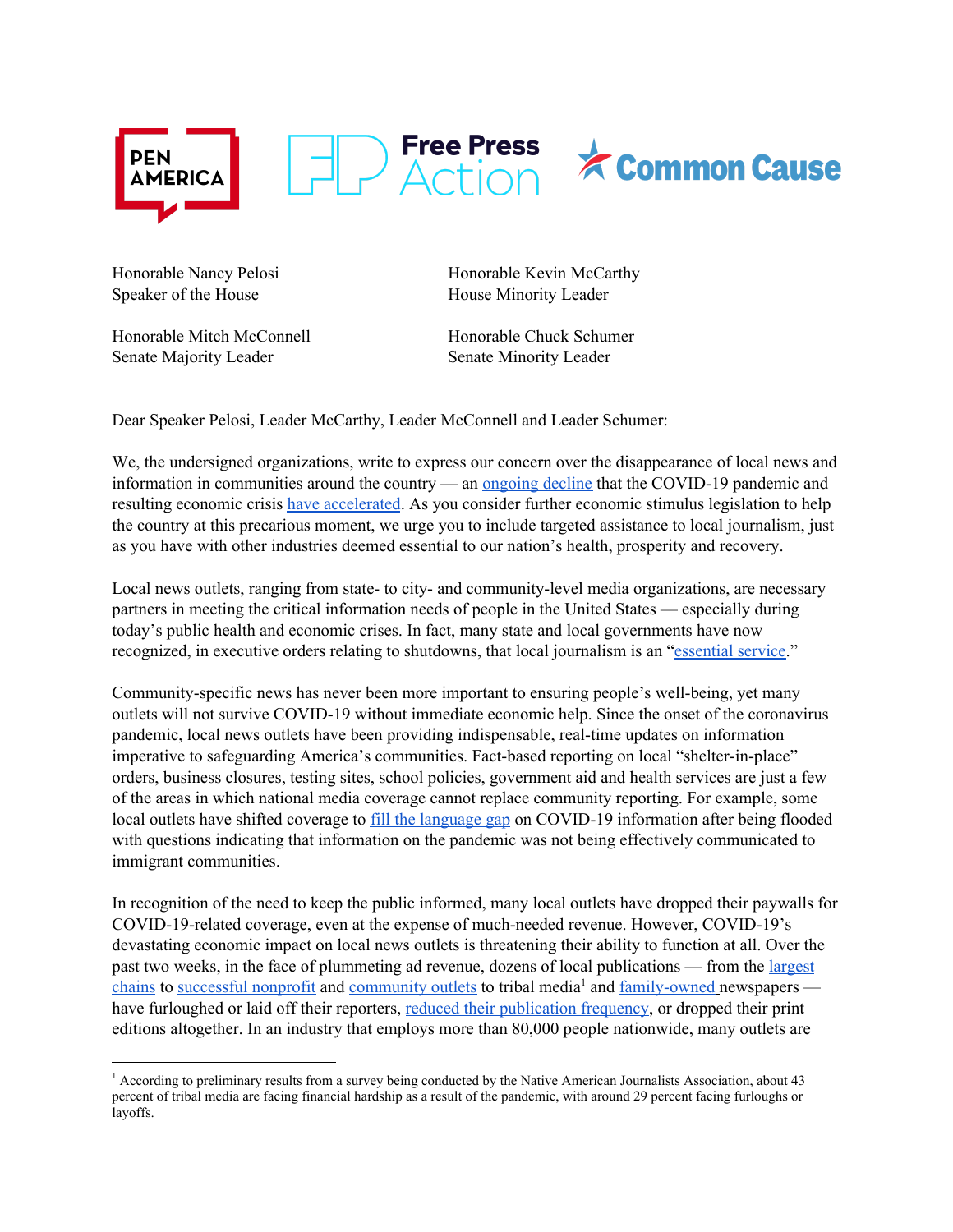PEN AMERICA Free Press Action Common Cause

Honorable Nancy Pelosi
Speaker of the House

Honorable Kevin McCarthy
House Minority Leader

Honorable Mitch McConnell
Senate Majority Leader

Honorable Chuck Schumer
Senate Minority Leader

Dear Speaker Pelosi, Leader McCarthy, Leader McConnell and Leader Schumer:

We, the undersigned organizations, write to express our concern over the disappearance of local news and information in communities around the country — an ongoing decline that the COVID-19 pandemic and resulting economic crisis have accelerated. As you consider further economic stimulus legislation to help the country at this precarious moment, we urge you to include targeted assistance to local journalism, just as you have with other industries deemed essential to our nation's health, prosperity and recovery.

Local news outlets, ranging from state- to city- and community-level media organizations, are necessary partners in meeting the critical information needs of people in the United States — especially during today's public health and economic crises. In fact, many state and local governments have now recognized, in executive orders relating to shutdowns, that local journalism is an "essential service."

Community-specific news has never been more important to ensuring people's well-being, yet many outlets will not survive COVID-19 without immediate economic help. Since the onset of the coronavirus pandemic, local news outlets have been providing indispensable, real-time updates on information imperative to safeguarding America's communities. Fact-based reporting on local "shelter-in-place" orders, business closures, testing sites, school policies, government aid and health services are just a few of the areas in which national media coverage cannot replace community reporting. For example, some local outlets have shifted coverage to fill the language gap on COVID-19 information after being flooded with questions indicating that information on the pandemic was not being effectively communicated to immigrant communities.

In recognition of the need to keep the public informed, many local outlets have dropped their paywalls for COVID-19-related coverage, even at the expense of much-needed revenue. However, COVID-19's devastating economic impact on local news outlets is threatening their ability to function at all. Over the past two weeks, in the face of plummeting ad revenue, dozens of local publications — from the largest chains to successful nonprofit and community outlets to tribal media[1] and family-owned newspapers — have furloughed or laid off their reporters, reduced their publication frequency, or dropped their print editions altogether. In an industry that employs more than 80,000 people nationwide, many outlets are

[1] According to preliminary results from a survey being conducted by the Native American Journalists Association, about 43 percent of tribal media are facing financial hardship as a result of the pandemic, with around 29 percent facing furloughs or layoffs.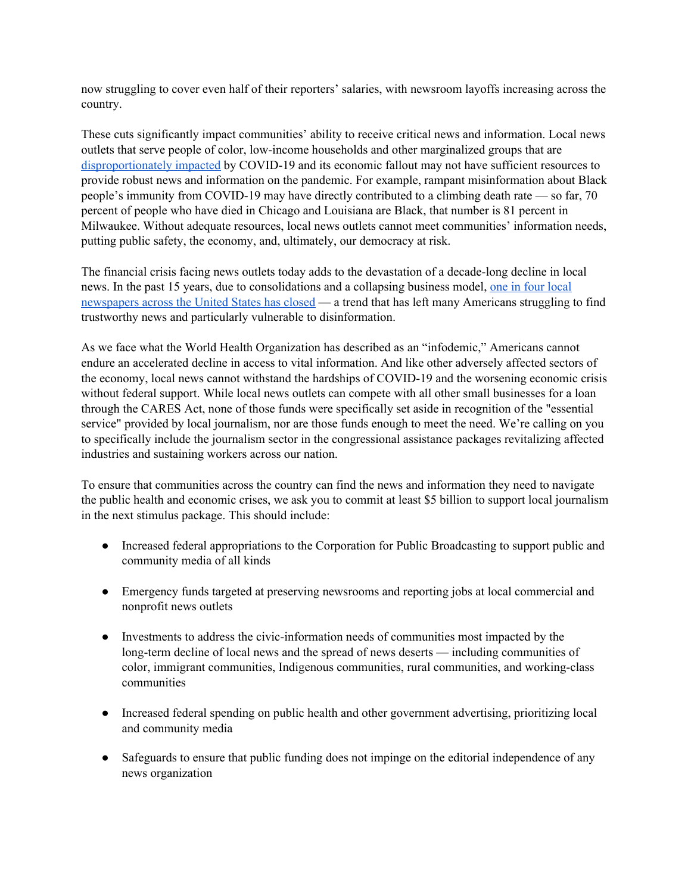now struggling to cover even half of their reporters' salaries, with newsroom layoffs increasing across the country.

These cuts significantly impact communities' ability to receive critical news and information. Local news outlets that serve people of color, low-income households and other marginalized groups that are disproportionately impacted by COVID-19 and its economic fallout may not have sufficient resources to provide robust news and information on the pandemic. For example, rampant misinformation about Black people's immunity from COVID-19 may have directly contributed to a climbing death rate — so far, 70 percent of people who have died in Chicago and Louisiana are Black, that number is 81 percent in Milwaukee. Without adequate resources, local news outlets cannot meet communities' information needs, putting public safety, the economy, and, ultimately, our democracy at risk.

The financial crisis facing news outlets today adds to the devastation of a decade-long decline in local news. In the past 15 years, due to consolidations and a collapsing business model, one in four local newspapers across the United States has closed — a trend that has left many Americans struggling to find trustworthy news and particularly vulnerable to disinformation.

As we face what the World Health Organization has described as an "infodemic," Americans cannot endure an accelerated decline in access to vital information. And like other adversely affected sectors of the economy, local news cannot withstand the hardships of COVID-19 and the worsening economic crisis without federal support. While local news outlets can compete with all other small businesses for a loan through the CARES Act, none of those funds were specifically set aside in recognition of the "essential service" provided by local journalism, nor are those funds enough to meet the need. We're calling on you to specifically include the journalism sector in the congressional assistance packages revitalizing affected industries and sustaining workers across our nation.

To ensure that communities across the country can find the news and information they need to navigate the public health and economic crises, we ask you to commit at least $5 billion to support local journalism in the next stimulus package. This should include:

- Increased federal appropriations to the Corporation for Public Broadcasting to support public and community media of all kinds
- Emergency funds targeted at preserving newsrooms and reporting jobs at local commercial and nonprofit news outlets
- Investments to address the civic-information needs of communities most impacted by the long-term decline of local news and the spread of news deserts — including communities of color, immigrant communities, Indigenous communities, rural communities, and working-class communities
- Increased federal spending on public health and other government advertising, prioritizing local and community media
- Safeguards to ensure that public funding does not impinge on the editorial independence of any news organization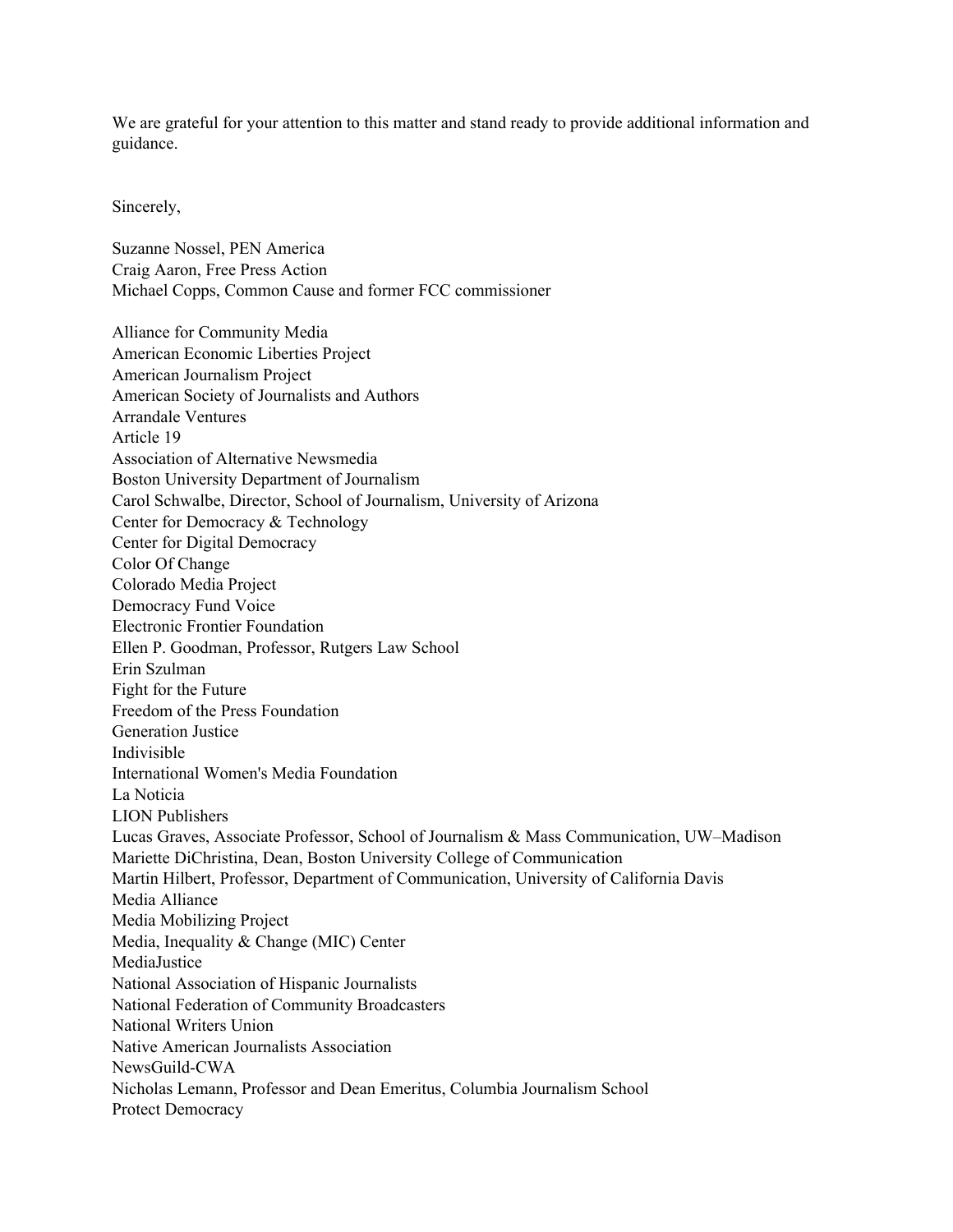We are grateful for your attention to this matter and stand ready to provide additional information and guidance.

Sincerely,

Suzanne Nossel, PEN America
Craig Aaron, Free Press Action
Michael Copps, Common Cause and former FCC commissioner

Alliance for Community Media
American Economic Liberties Project
American Journalism Project
American Society of Journalists and Authors
Arrandale Ventures
Article 19
Association of Alternative Newsmedia
Boston University Department of Journalism
Carol Schwalbe, Director, School of Journalism, University of Arizona
Center for Democracy & Technology
Center for Digital Democracy
Color Of Change
Colorado Media Project
Democracy Fund Voice
Electronic Frontier Foundation
Ellen P. Goodman, Professor, Rutgers Law School
Erin Szulman
Fight for the Future
Freedom of the Press Foundation
Generation Justice
Indivisible
International Women's Media Foundation
La Noticia
LION Publishers
Lucas Graves, Associate Professor, School of Journalism & Mass Communication, UW–Madison
Mariette DiChristina, Dean, Boston University College of Communication
Martin Hilbert, Professor, Department of Communication, University of California Davis
Media Alliance
Media Mobilizing Project
Media, Inequality & Change (MIC) Center
MediaJustice
National Association of Hispanic Journalists
National Federation of Community Broadcasters
National Writers Union
Native American Journalists Association
NewsGuild-CWA
Nicholas Lemann, Professor and Dean Emeritus, Columbia Journalism School
Protect Democracy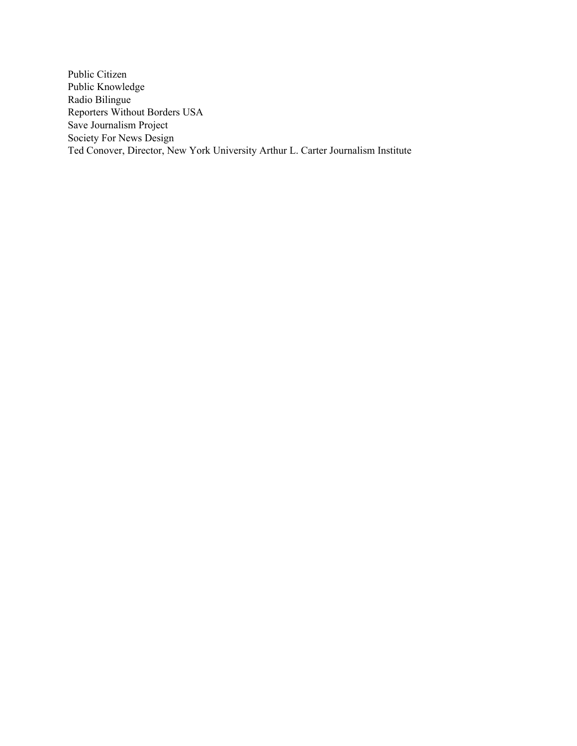Public Citizen
Public Knowledge
Radio Bilingue
Reporters Without Borders USA
Save Journalism Project
Society For News Design
Ted Conover, Director, New York University Arthur L. Carter Journalism Institute